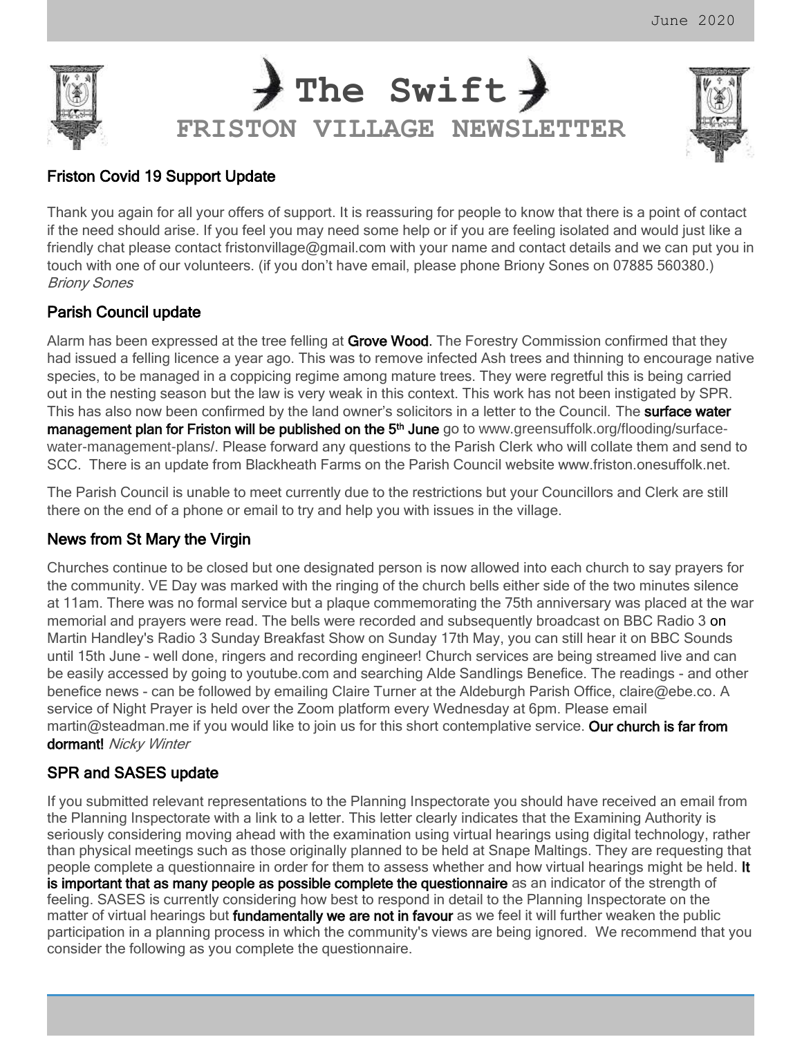# The Swift

## FRISTON VILLAGE NEWSLETTER

June 2020

### Friston Covid 19 Support Update

Thank you again for all your offers of support. It is reassuring for people to know that there is a point of contact if the need should arise. If you feel you may need some help or if you are feeling isolated and would just like a friendly chat please contact fristonvillage@gmail.com with your name and contact details and we can put you in touch with one of our volunteers. (if you don't have email, please phone Briony Sones on 07885 560380.) *Briony Sones*

### Parish Council update

Alarm has been expressed at the tree felling at **Grove Wood**. The Forestry Commission confirmed that they had issued a felling licence a year ago. This was to remove infected Ash trees and thinning to encourage native species, to be managed in a coppicing regime among mature trees. They were regretful this is being carried out in the nesting season but the law is very weak in this context. This work has not been instigated by SPR. This has also now been confirmed by the land owner's solicitors in a letter to the Council. The **surface water management plan for Friston will be published on the 5th June** go to www.greensuffolk.org/flooding/surface-water-management-plans/. Please forward any questions to the Parish Clerk who will collate them and send to SCC. There is an update from Blackheath Farms on the Parish Council website www.friston.onesuffolk.net.

The Parish Council is unable to meet currently due to the restrictions but your Councillors and Clerk are still there on the end of a phone or email to try and help you with issues in the village.

### News from St Mary the Virgin

Churches continue to be closed but one designated person is now allowed into each church to say prayers for the community. VE Day was marked with the ringing of the church bells either side of the two minutes silence at 11am. There was no formal service but a plaque commemorating the 75th anniversary was placed at the war memorial and prayers were read. The bells were recorded and subsequently broadcast on BBC Radio 3 on Martin Handley's Radio 3 Sunday Breakfast Show on Sunday 17th May, you can still hear it on BBC Sounds until 15th June - well done, ringers and recording engineer! Church services are being streamed live and can be easily accessed by going to youtube.com and searching Alde Sandlings Benefice. The readings - and other benefice news - can be followed by emailing Claire Turner at the Aldeburgh Parish Office, claire@ebe.co. A service of Night Prayer is held over the Zoom platform every Wednesday at 6pm. Please email martin@steadman.me if you would like to join us for this short contemplative service. **Our church is far from dormant!** *Nicky Winter*

### SPR and SASES update

If you submitted relevant representations to the Planning Inspectorate you should have received an email from the Planning Inspectorate with a link to a letter. This letter clearly indicates that the Examining Authority is seriously considering moving ahead with the examination using virtual hearings using digital technology, rather than physical meetings such as those originally planned to be held at Snape Maltings. They are requesting that people complete a questionnaire in order for them to assess whether and how virtual hearings might be held. **It is important that as many people as possible complete the questionnaire** as an indicator of the strength of feeling. SASES is currently considering how best to respond in detail to the Planning Inspectorate on the matter of virtual hearings but **fundamentally we are not in favour** as we feel it will further weaken the public participation in a planning process in which the community's views are being ignored. We recommend that you consider the following as you complete the questionnaire.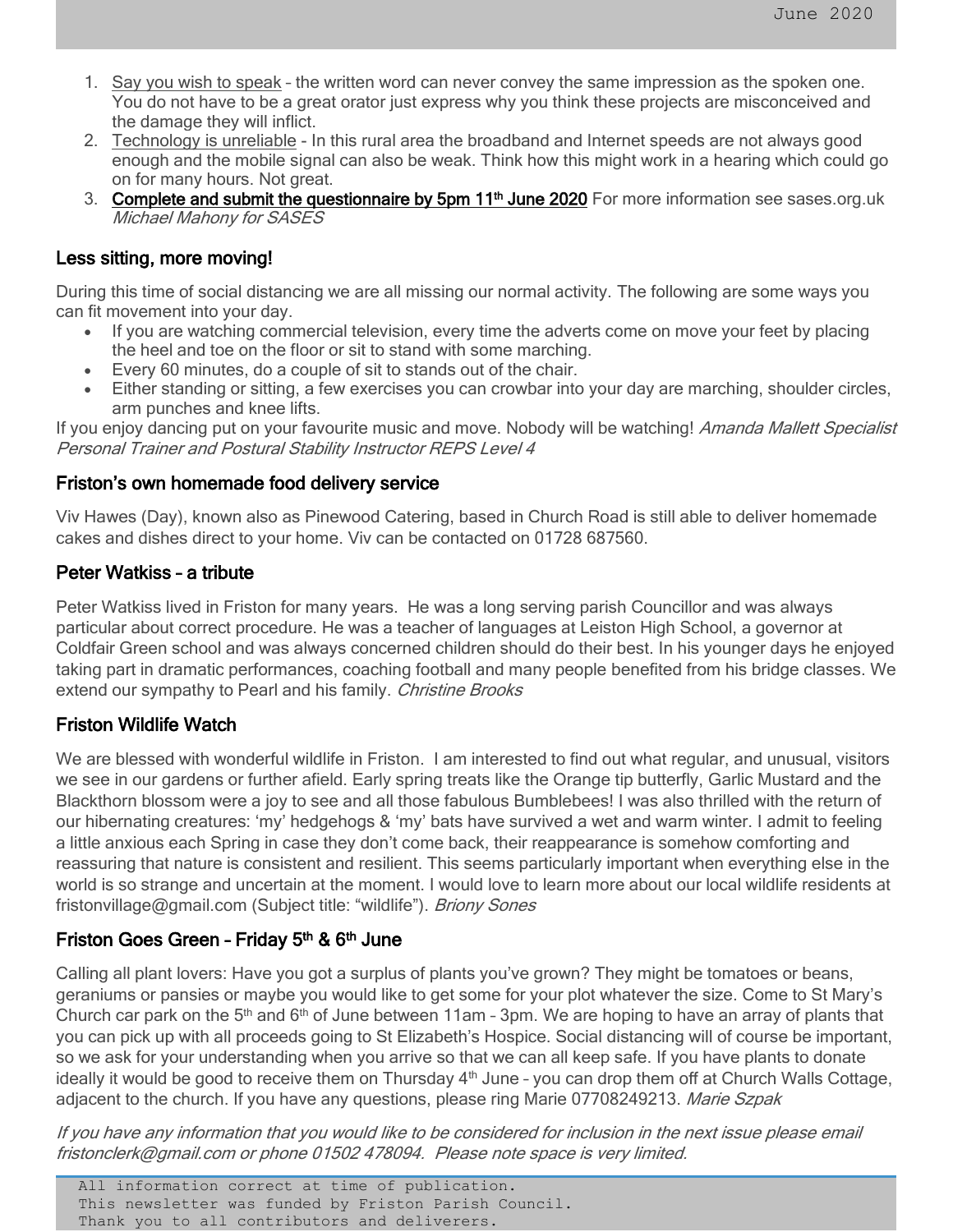1. Say you wish to speak – the written word can never convey the same impression as the spoken one. You do not have to be a great orator just express why you think these projects are misconceived and the damage they will inflict.
2. Technology is unreliable - In this rural area the broadband and Internet speeds are not always good enough and the mobile signal can also be weak. Think how this might work in a hearing which could go on for many hours. Not great.
3. **Complete and submit the questionnaire by 5pm 11th June 2020** For more information see sases.org.uk *Michael Mahony for SASES*

## Less sitting, more moving!

During this time of social distancing we are all missing our normal activity. The following are some ways you can fit movement into your day.

- If you are watching commercial television, every time the adverts come on move your feet by placing the heel and toe on the floor or sit to stand with some marching.
- Every 60 minutes, do a couple of sit to stands out of the chair.
- Either standing or sitting, a few exercises you can crowbar into your day are marching, shoulder circles, arm punches and knee lifts.

If you enjoy dancing put on your favourite music and move. Nobody will be watching! *Amanda Mallett Specialist Personal Trainer and Postural Stability Instructor REPS Level 4*

## Friston's own homemade food delivery service

Viv Hawes (Day), known also as Pinewood Catering, based in Church Road is still able to deliver homemade cakes and dishes direct to your home. Viv can be contacted on 01728 687560.

## Peter Watkiss – a tribute

Peter Watkiss lived in Friston for many years. He was a long serving parish Councillor and was always particular about correct procedure. He was a teacher of languages at Leiston High School, a governor at Coldfair Green school and was always concerned children should do their best. In his younger days he enjoyed taking part in dramatic performances, coaching football and many people benefited from his bridge classes. We extend our sympathy to Pearl and his family. *Christine Brooks*

## Friston Wildlife Watch

We are blessed with wonderful wildlife in Friston. I am interested to find out what regular, and unusual, visitors we see in our gardens or further afield. Early spring treats like the Orange tip butterfly, Garlic Mustard and the Blackthorn blossom were a joy to see and all those fabulous Bumblebees! I was also thrilled with the return of our hibernating creatures: 'my' hedgehogs & 'my' bats have survived a wet and warm winter. I admit to feeling a little anxious each Spring in case they don't come back, their reappearance is somehow comforting and reassuring that nature is consistent and resilient. This seems particularly important when everything else in the world is so strange and uncertain at the moment. I would love to learn more about our local wildlife residents at fristonvillage@gmail.com (Subject title: "wildlife"). *Briony Sones*

## Friston Goes Green – Friday 5th & 6th June

Calling all plant lovers: Have you got a surplus of plants you've grown? They might be tomatoes or beans, geraniums or pansies or maybe you would like to get some for your plot whatever the size. Come to St Mary's Church car park on the 5th and 6th of June between 11am – 3pm. We are hoping to have an array of plants that you can pick up with all proceeds going to St Elizabeth's Hospice. Social distancing will of course be important, so we ask for your understanding when you arrive so that we can all keep safe. If you have plants to donate ideally it would be good to receive them on Thursday 4th June – you can drop them off at Church Walls Cottage, adjacent to the church. If you have any questions, please ring Marie 07708249213. *Marie Szpak*

*If you have any information that you would like to be considered for inclusion in the next issue please email fristonclerk@gmail.com or phone 01502 478094. Please note space is very limited.*

All information correct at time of publication.
This newsletter was funded by Friston Parish Council.
Thank you to all contributors and deliverers.